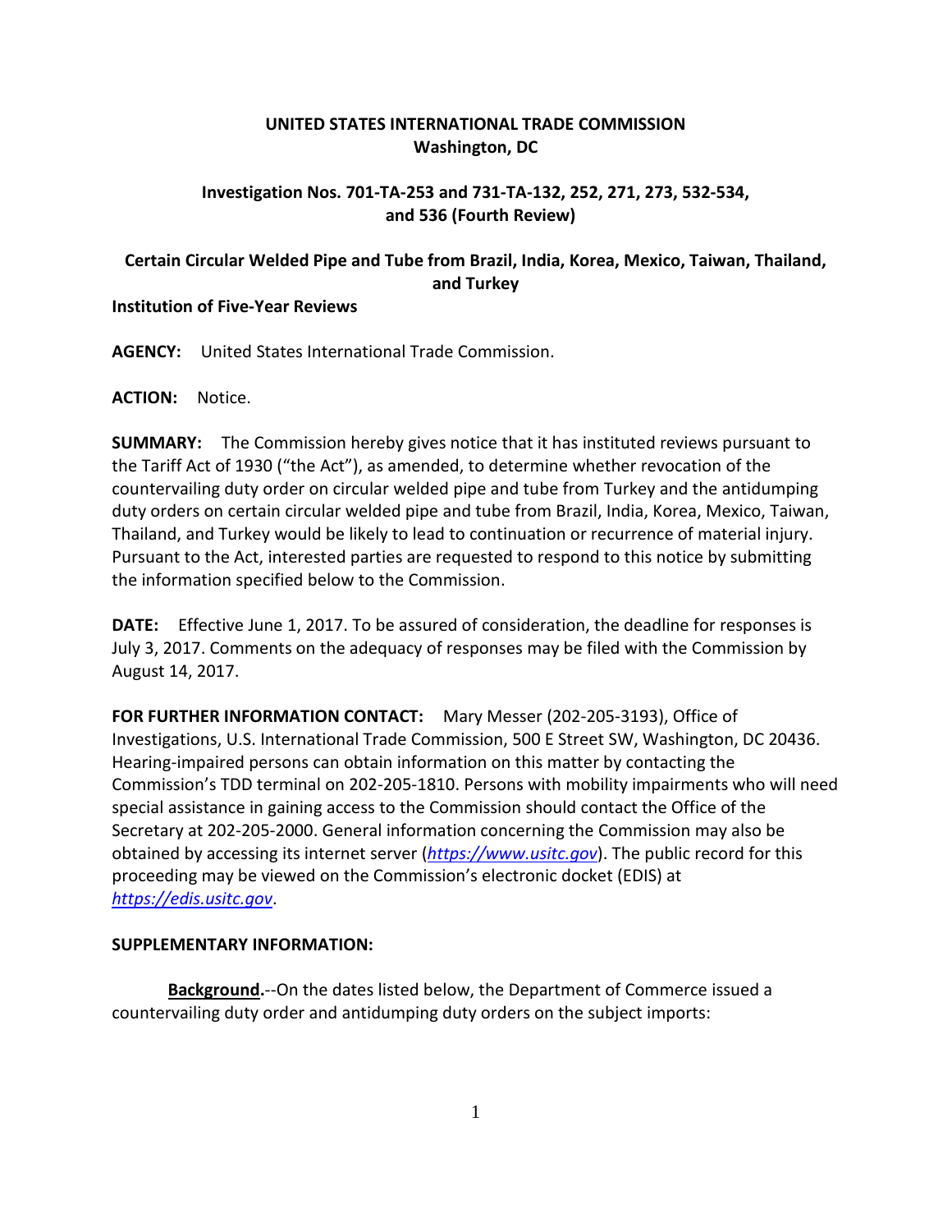**UNITED STATES INTERNATIONAL TRADE COMMISSION**
**Washington, DC**

**Investigation Nos. 701-TA-253 and 731-TA-132, 252, 271, 273, 532-534, and 536 (Fourth Review)**

**Certain Circular Welded Pipe and Tube from Brazil, India, Korea, Mexico, Taiwan, Thailand, and Turkey**

**Institution of Five-Year Reviews**

**AGENCY:** United States International Trade Commission.

**ACTION:** Notice.

**SUMMARY:** The Commission hereby gives notice that it has instituted reviews pursuant to the Tariff Act of 1930 ("the Act"), as amended, to determine whether revocation of the countervailing duty order on circular welded pipe and tube from Turkey and the antidumping duty orders on certain circular welded pipe and tube from Brazil, India, Korea, Mexico, Taiwan, Thailand, and Turkey would be likely to lead to continuation or recurrence of material injury. Pursuant to the Act, interested parties are requested to respond to this notice by submitting the information specified below to the Commission.

**DATE:** Effective June 1, 2017. To be assured of consideration, the deadline for responses is July 3, 2017. Comments on the adequacy of responses may be filed with the Commission by August 14, 2017.

**FOR FURTHER INFORMATION CONTACT:** Mary Messer (202-205-3193), Office of Investigations, U.S. International Trade Commission, 500 E Street SW, Washington, DC 20436. Hearing-impaired persons can obtain information on this matter by contacting the Commission's TDD terminal on 202-205-1810. Persons with mobility impairments who will need special assistance in gaining access to the Commission should contact the Office of the Secretary at 202-205-2000. General information concerning the Commission may also be obtained by accessing its internet server (*https://www.usitc.gov*). The public record for this proceeding may be viewed on the Commission's electronic docket (EDIS) at *https://edis.usitc.gov*.

**SUPPLEMENTARY INFORMATION:**

**Background.**--On the dates listed below, the Department of Commerce issued a countervailing duty order and antidumping duty orders on the subject imports: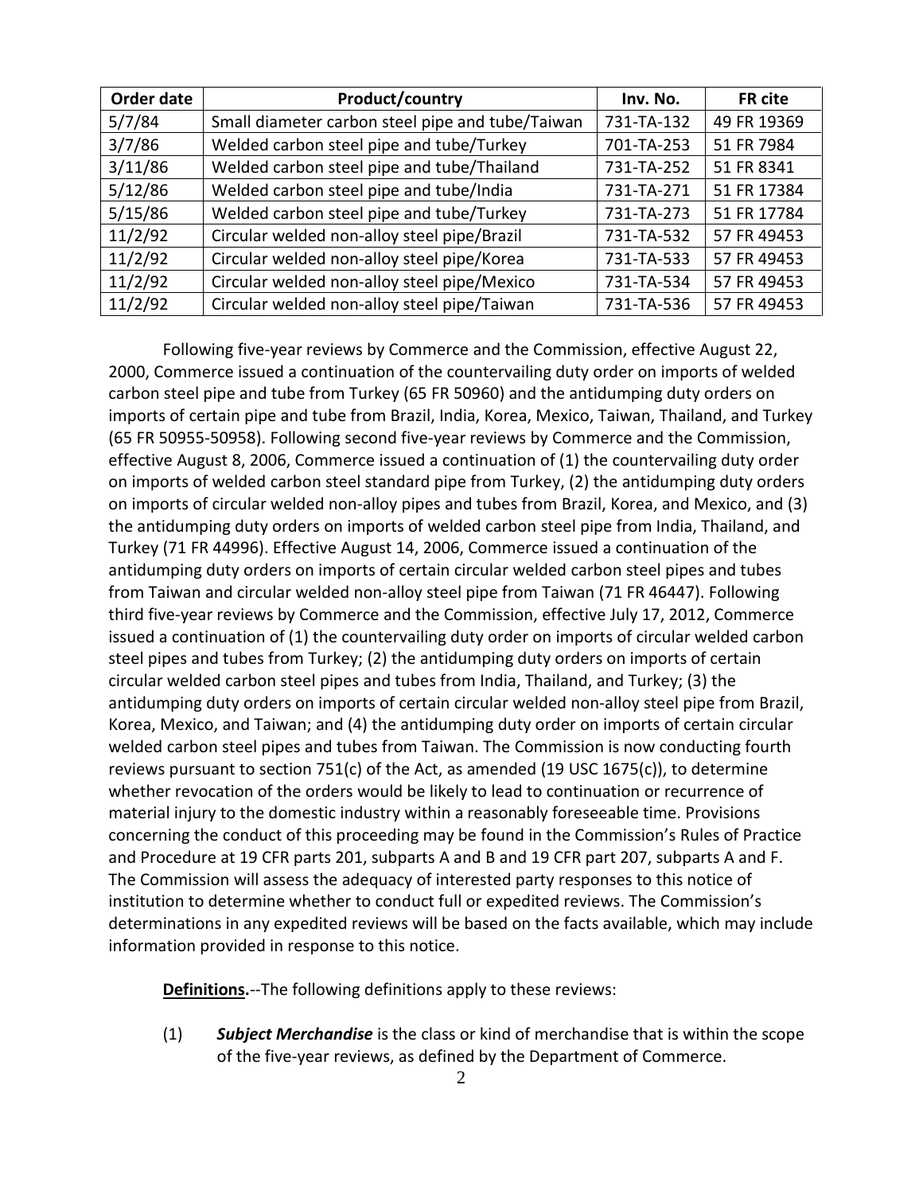| Order date | Product/country | Inv. No. | FR cite |
|---|---|---|---|
| 5/7/84 | Small diameter carbon steel pipe and tube/Taiwan | 731-TA-132 | 49 FR 19369 |
| 3/7/86 | Welded carbon steel pipe and tube/Turkey | 701-TA-253 | 51 FR 7984 |
| 3/11/86 | Welded carbon steel pipe and tube/Thailand | 731-TA-252 | 51 FR 8341 |
| 5/12/86 | Welded carbon steel pipe and tube/India | 731-TA-271 | 51 FR 17384 |
| 5/15/86 | Welded carbon steel pipe and tube/Turkey | 731-TA-273 | 51 FR 17784 |
| 11/2/92 | Circular welded non-alloy steel pipe/Brazil | 731-TA-532 | 57 FR 49453 |
| 11/2/92 | Circular welded non-alloy steel pipe/Korea | 731-TA-533 | 57 FR 49453 |
| 11/2/92 | Circular welded non-alloy steel pipe/Mexico | 731-TA-534 | 57 FR 49453 |
| 11/2/92 | Circular welded non-alloy steel pipe/Taiwan | 731-TA-536 | 57 FR 49453 |

Following five-year reviews by Commerce and the Commission, effective August 22, 2000, Commerce issued a continuation of the countervailing duty order on imports of welded carbon steel pipe and tube from Turkey (65 FR 50960) and the antidumping duty orders on imports of certain pipe and tube from Brazil, India, Korea, Mexico, Taiwan, Thailand, and Turkey (65 FR 50955-50958). Following second five-year reviews by Commerce and the Commission, effective August 8, 2006, Commerce issued a continuation of (1) the countervailing duty order on imports of welded carbon steel standard pipe from Turkey, (2) the antidumping duty orders on imports of circular welded non-alloy pipes and tubes from Brazil, Korea, and Mexico, and (3) the antidumping duty orders on imports of welded carbon steel pipe from India, Thailand, and Turkey (71 FR 44996). Effective August 14, 2006, Commerce issued a continuation of the antidumping duty orders on imports of certain circular welded carbon steel pipes and tubes from Taiwan and circular welded non-alloy steel pipe from Taiwan (71 FR 46447). Following third five-year reviews by Commerce and the Commission, effective July 17, 2012, Commerce issued a continuation of (1) the countervailing duty order on imports of circular welded carbon steel pipes and tubes from Turkey; (2) the antidumping duty orders on imports of certain circular welded carbon steel pipes and tubes from India, Thailand, and Turkey; (3) the antidumping duty orders on imports of certain circular welded non-alloy steel pipe from Brazil, Korea, Mexico, and Taiwan; and (4) the antidumping duty order on imports of certain circular welded carbon steel pipes and tubes from Taiwan. The Commission is now conducting fourth reviews pursuant to section 751(c) of the Act, as amended (19 USC 1675(c)), to determine whether revocation of the orders would be likely to lead to continuation or recurrence of material injury to the domestic industry within a reasonably foreseeable time. Provisions concerning the conduct of this proceeding may be found in the Commission's Rules of Practice and Procedure at 19 CFR parts 201, subparts A and B and 19 CFR part 207, subparts A and F. The Commission will assess the adequacy of interested party responses to this notice of institution to determine whether to conduct full or expedited reviews. The Commission's determinations in any expedited reviews will be based on the facts available, which may include information provided in response to this notice.

**Definitions.**--The following definitions apply to these reviews:

(1) ***Subject Merchandise*** is the class or kind of merchandise that is within the scope of the five-year reviews, as defined by the Department of Commerce.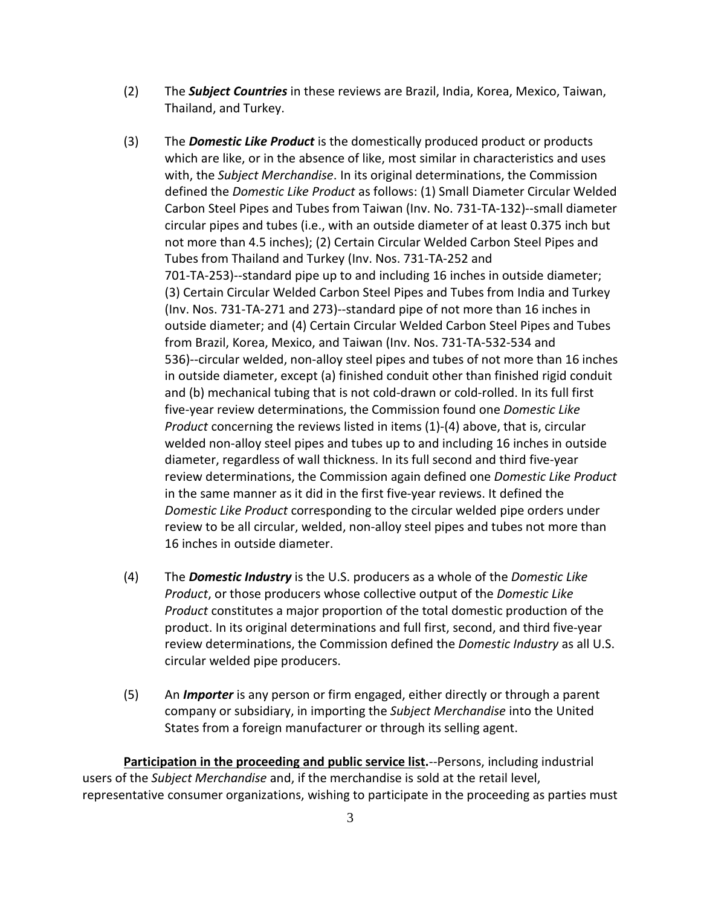(2) The ***Subject Countries*** in these reviews are Brazil, India, Korea, Mexico, Taiwan, Thailand, and Turkey.

(3) The ***Domestic Like Product*** is the domestically produced product or products which are like, or in the absence of like, most similar in characteristics and uses with, the *Subject Merchandise*. In its original determinations, the Commission defined the *Domestic Like Product* as follows: (1) Small Diameter Circular Welded Carbon Steel Pipes and Tubes from Taiwan (Inv. No. 731-TA-132)--small diameter circular pipes and tubes (i.e., with an outside diameter of at least 0.375 inch but not more than 4.5 inches); (2) Certain Circular Welded Carbon Steel Pipes and Tubes from Thailand and Turkey (Inv. Nos. 731-TA-252 and 701-TA-253)--standard pipe up to and including 16 inches in outside diameter; (3) Certain Circular Welded Carbon Steel Pipes and Tubes from India and Turkey (Inv. Nos. 731-TA-271 and 273)--standard pipe of not more than 16 inches in outside diameter; and (4) Certain Circular Welded Carbon Steel Pipes and Tubes from Brazil, Korea, Mexico, and Taiwan (Inv. Nos. 731-TA-532-534 and 536)--circular welded, non-alloy steel pipes and tubes of not more than 16 inches in outside diameter, except (a) finished conduit other than finished rigid conduit and (b) mechanical tubing that is not cold-drawn or cold-rolled. In its full first five-year review determinations, the Commission found one *Domestic Like Product* concerning the reviews listed in items (1)-(4) above, that is, circular welded non-alloy steel pipes and tubes up to and including 16 inches in outside diameter, regardless of wall thickness. In its full second and third five-year review determinations, the Commission again defined one *Domestic Like Product* in the same manner as it did in the first five-year reviews. It defined the *Domestic Like Product* corresponding to the circular welded pipe orders under review to be all circular, welded, non-alloy steel pipes and tubes not more than 16 inches in outside diameter.

(4) The ***Domestic Industry*** is the U.S. producers as a whole of the *Domestic Like Product*, or those producers whose collective output of the *Domestic Like Product* constitutes a major proportion of the total domestic production of the product. In its original determinations and full first, second, and third five-year review determinations, the Commission defined the *Domestic Industry* as all U.S. circular welded pipe producers.

(5) An ***Importer*** is any person or firm engaged, either directly or through a parent company or subsidiary, in importing the *Subject Merchandise* into the United States from a foreign manufacturer or through its selling agent.

**Participation in the proceeding and public service list.**--Persons, including industrial users of the *Subject Merchandise* and, if the merchandise is sold at the retail level, representative consumer organizations, wishing to participate in the proceeding as parties must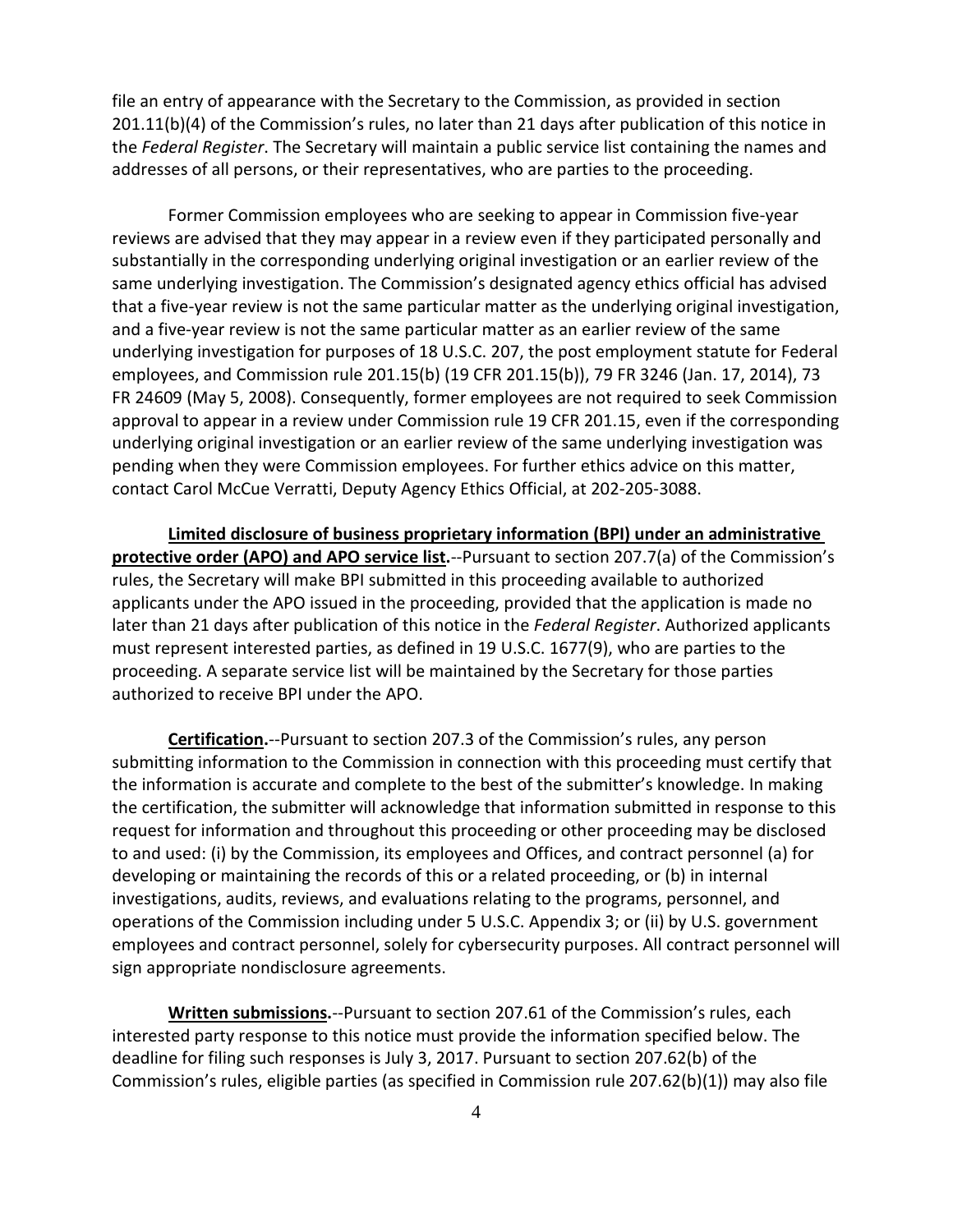file an entry of appearance with the Secretary to the Commission, as provided in section 201.11(b)(4) of the Commission's rules, no later than 21 days after publication of this notice in the *Federal Register*. The Secretary will maintain a public service list containing the names and addresses of all persons, or their representatives, who are parties to the proceeding.

Former Commission employees who are seeking to appear in Commission five-year reviews are advised that they may appear in a review even if they participated personally and substantially in the corresponding underlying original investigation or an earlier review of the same underlying investigation. The Commission's designated agency ethics official has advised that a five-year review is not the same particular matter as the underlying original investigation, and a five-year review is not the same particular matter as an earlier review of the same underlying investigation for purposes of 18 U.S.C. 207, the post employment statute for Federal employees, and Commission rule 201.15(b) (19 CFR 201.15(b)), 79 FR 3246 (Jan. 17, 2014), 73 FR 24609 (May 5, 2008). Consequently, former employees are not required to seek Commission approval to appear in a review under Commission rule 19 CFR 201.15, even if the corresponding underlying original investigation or an earlier review of the same underlying investigation was pending when they were Commission employees. For further ethics advice on this matter, contact Carol McCue Verratti, Deputy Agency Ethics Official, at 202-205-3088.

**Limited disclosure of business proprietary information (BPI) under an administrative protective order (APO) and APO service list.**--Pursuant to section 207.7(a) of the Commission's rules, the Secretary will make BPI submitted in this proceeding available to authorized applicants under the APO issued in the proceeding, provided that the application is made no later than 21 days after publication of this notice in the *Federal Register*. Authorized applicants must represent interested parties, as defined in 19 U.S.C. 1677(9), who are parties to the proceeding. A separate service list will be maintained by the Secretary for those parties authorized to receive BPI under the APO.

**Certification.**--Pursuant to section 207.3 of the Commission's rules, any person submitting information to the Commission in connection with this proceeding must certify that the information is accurate and complete to the best of the submitter's knowledge. In making the certification, the submitter will acknowledge that information submitted in response to this request for information and throughout this proceeding or other proceeding may be disclosed to and used: (i) by the Commission, its employees and Offices, and contract personnel (a) for developing or maintaining the records of this or a related proceeding, or (b) in internal investigations, audits, reviews, and evaluations relating to the programs, personnel, and operations of the Commission including under 5 U.S.C. Appendix 3; or (ii) by U.S. government employees and contract personnel, solely for cybersecurity purposes. All contract personnel will sign appropriate nondisclosure agreements.

**Written submissions.**--Pursuant to section 207.61 of the Commission's rules, each interested party response to this notice must provide the information specified below. The deadline for filing such responses is July 3, 2017. Pursuant to section 207.62(b) of the Commission's rules, eligible parties (as specified in Commission rule 207.62(b)(1)) may also file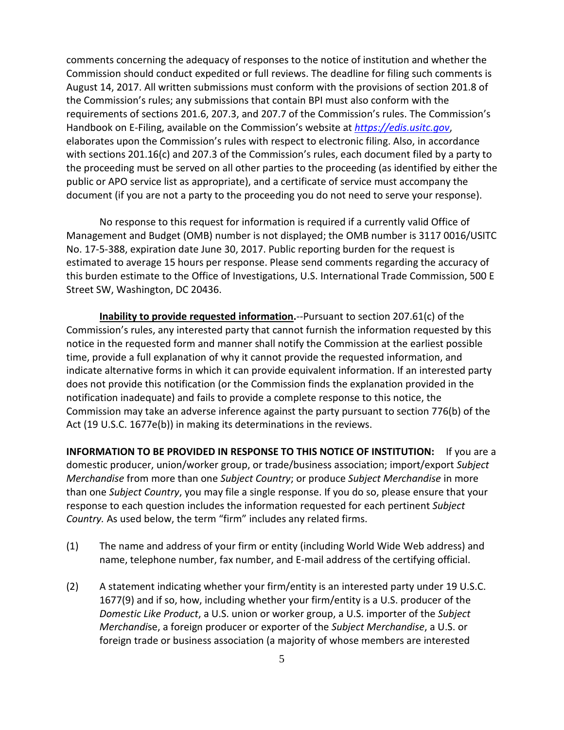comments concerning the adequacy of responses to the notice of institution and whether the Commission should conduct expedited or full reviews. The deadline for filing such comments is August 14, 2017. All written submissions must conform with the provisions of section 201.8 of the Commission's rules; any submissions that contain BPI must also conform with the requirements of sections 201.6, 207.3, and 207.7 of the Commission's rules. The Commission's Handbook on E-Filing, available on the Commission's website at *https://edis.usitc.gov*, elaborates upon the Commission's rules with respect to electronic filing. Also, in accordance with sections 201.16(c) and 207.3 of the Commission's rules, each document filed by a party to the proceeding must be served on all other parties to the proceeding (as identified by either the public or APO service list as appropriate), and a certificate of service must accompany the document (if you are not a party to the proceeding you do not need to serve your response).

No response to this request for information is required if a currently valid Office of Management and Budget (OMB) number is not displayed; the OMB number is 3117 0016/USITC No. 17-5-388, expiration date June 30, 2017. Public reporting burden for the request is estimated to average 15 hours per response. Please send comments regarding the accuracy of this burden estimate to the Office of Investigations, U.S. International Trade Commission, 500 E Street SW, Washington, DC 20436.

**Inability to provide requested information.**--Pursuant to section 207.61(c) of the Commission's rules, any interested party that cannot furnish the information requested by this notice in the requested form and manner shall notify the Commission at the earliest possible time, provide a full explanation of why it cannot provide the requested information, and indicate alternative forms in which it can provide equivalent information. If an interested party does not provide this notification (or the Commission finds the explanation provided in the notification inadequate) and fails to provide a complete response to this notice, the Commission may take an adverse inference against the party pursuant to section 776(b) of the Act (19 U.S.C. 1677e(b)) in making its determinations in the reviews.

**INFORMATION TO BE PROVIDED IN RESPONSE TO THIS NOTICE OF INSTITUTION:** If you are a domestic producer, union/worker group, or trade/business association; import/export *Subject Merchandise* from more than one *Subject Country*; or produce *Subject Merchandise* in more than one *Subject Country*, you may file a single response. If you do so, please ensure that your response to each question includes the information requested for each pertinent *Subject Country.* As used below, the term "firm" includes any related firms.

(1) The name and address of your firm or entity (including World Wide Web address) and name, telephone number, fax number, and E-mail address of the certifying official.

(2) A statement indicating whether your firm/entity is an interested party under 19 U.S.C. 1677(9) and if so, how, including whether your firm/entity is a U.S. producer of the *Domestic Like Product*, a U.S. union or worker group, a U.S. importer of the *Subject Merchandis*e, a foreign producer or exporter of the *Subject Merchandise*, a U.S. or foreign trade or business association (a majority of whose members are interested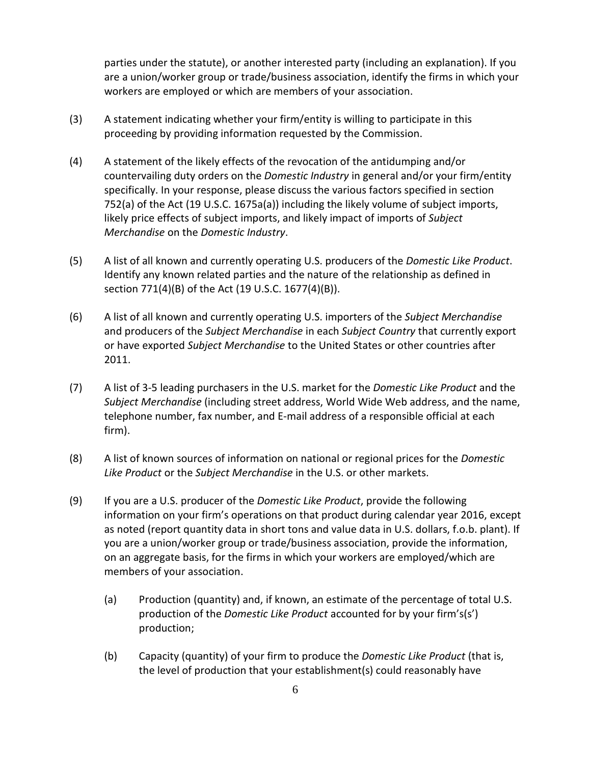parties under the statute), or another interested party (including an explanation). If you are a union/worker group or trade/business association, identify the firms in which your workers are employed or which are members of your association.

(3) A statement indicating whether your firm/entity is willing to participate in this proceeding by providing information requested by the Commission.

(4) A statement of the likely effects of the revocation of the antidumping and/or countervailing duty orders on the *Domestic Industry* in general and/or your firm/entity specifically. In your response, please discuss the various factors specified in section 752(a) of the Act (19 U.S.C. 1675a(a)) including the likely volume of subject imports, likely price effects of subject imports, and likely impact of imports of *Subject Merchandise* on the *Domestic Industry*.

(5) A list of all known and currently operating U.S. producers of the *Domestic Like Product*. Identify any known related parties and the nature of the relationship as defined in section 771(4)(B) of the Act (19 U.S.C. 1677(4)(B)).

(6) A list of all known and currently operating U.S. importers of the *Subject Merchandise* and producers of the *Subject Merchandise* in each *Subject Country* that currently export or have exported *Subject Merchandise* to the United States or other countries after 2011.

(7) A list of 3-5 leading purchasers in the U.S. market for the *Domestic Like Product* and the *Subject Merchandise* (including street address, World Wide Web address, and the name, telephone number, fax number, and E-mail address of a responsible official at each firm).

(8) A list of known sources of information on national or regional prices for the *Domestic Like Product* or the *Subject Merchandise* in the U.S. or other markets.

(9) If you are a U.S. producer of the *Domestic Like Product*, provide the following information on your firm's operations on that product during calendar year 2016, except as noted (report quantity data in short tons and value data in U.S. dollars, f.o.b. plant). If you are a union/worker group or trade/business association, provide the information, on an aggregate basis, for the firms in which your workers are employed/which are members of your association.

(a) Production (quantity) and, if known, an estimate of the percentage of total U.S. production of the *Domestic Like Product* accounted for by your firm's(s') production;

(b) Capacity (quantity) of your firm to produce the *Domestic Like Product* (that is, the level of production that your establishment(s) could reasonably have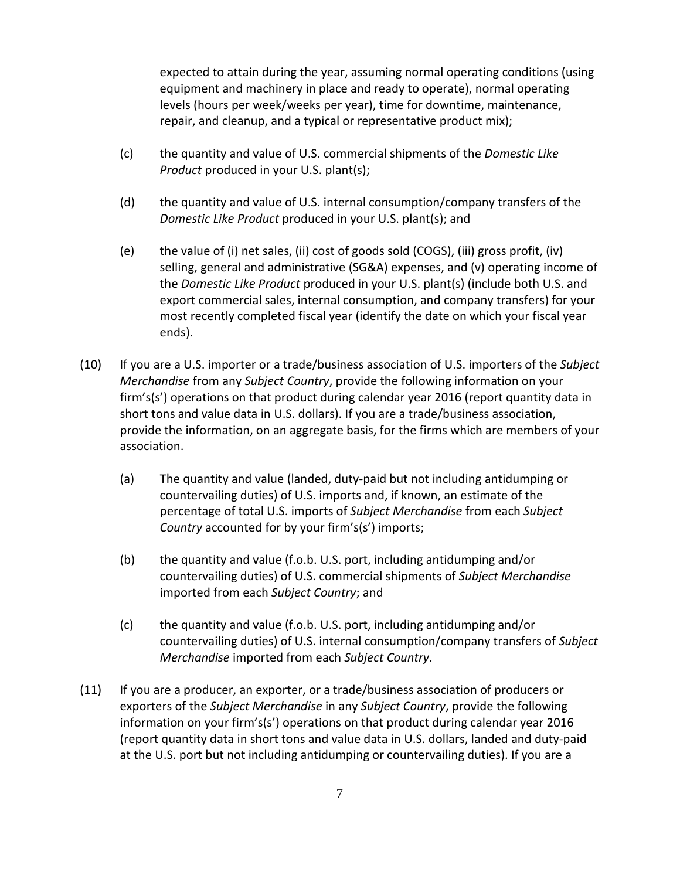expected to attain during the year, assuming normal operating conditions (using equipment and machinery in place and ready to operate), normal operating levels (hours per week/weeks per year), time for downtime, maintenance, repair, and cleanup, and a typical or representative product mix);

(c) the quantity and value of U.S. commercial shipments of the *Domestic Like Product* produced in your U.S. plant(s);

(d) the quantity and value of U.S. internal consumption/company transfers of the *Domestic Like Product* produced in your U.S. plant(s); and

(e) the value of (i) net sales, (ii) cost of goods sold (COGS), (iii) gross profit, (iv) selling, general and administrative (SG&A) expenses, and (v) operating income of the *Domestic Like Product* produced in your U.S. plant(s) (include both U.S. and export commercial sales, internal consumption, and company transfers) for your most recently completed fiscal year (identify the date on which your fiscal year ends).

(10) If you are a U.S. importer or a trade/business association of U.S. importers of the *Subject Merchandise* from any *Subject Country*, provide the following information on your firm's(s') operations on that product during calendar year 2016 (report quantity data in short tons and value data in U.S. dollars). If you are a trade/business association, provide the information, on an aggregate basis, for the firms which are members of your association.

(a) The quantity and value (landed, duty-paid but not including antidumping or countervailing duties) of U.S. imports and, if known, an estimate of the percentage of total U.S. imports of *Subject Merchandise* from each *Subject Country* accounted for by your firm's(s') imports;

(b) the quantity and value (f.o.b. U.S. port, including antidumping and/or countervailing duties) of U.S. commercial shipments of *Subject Merchandise* imported from each *Subject Country*; and

(c) the quantity and value (f.o.b. U.S. port, including antidumping and/or countervailing duties) of U.S. internal consumption/company transfers of *Subject Merchandise* imported from each *Subject Country*.

(11) If you are a producer, an exporter, or a trade/business association of producers or exporters of the *Subject Merchandise* in any *Subject Country*, provide the following information on your firm's(s') operations on that product during calendar year 2016 (report quantity data in short tons and value data in U.S. dollars, landed and duty-paid at the U.S. port but not including antidumping or countervailing duties). If you are a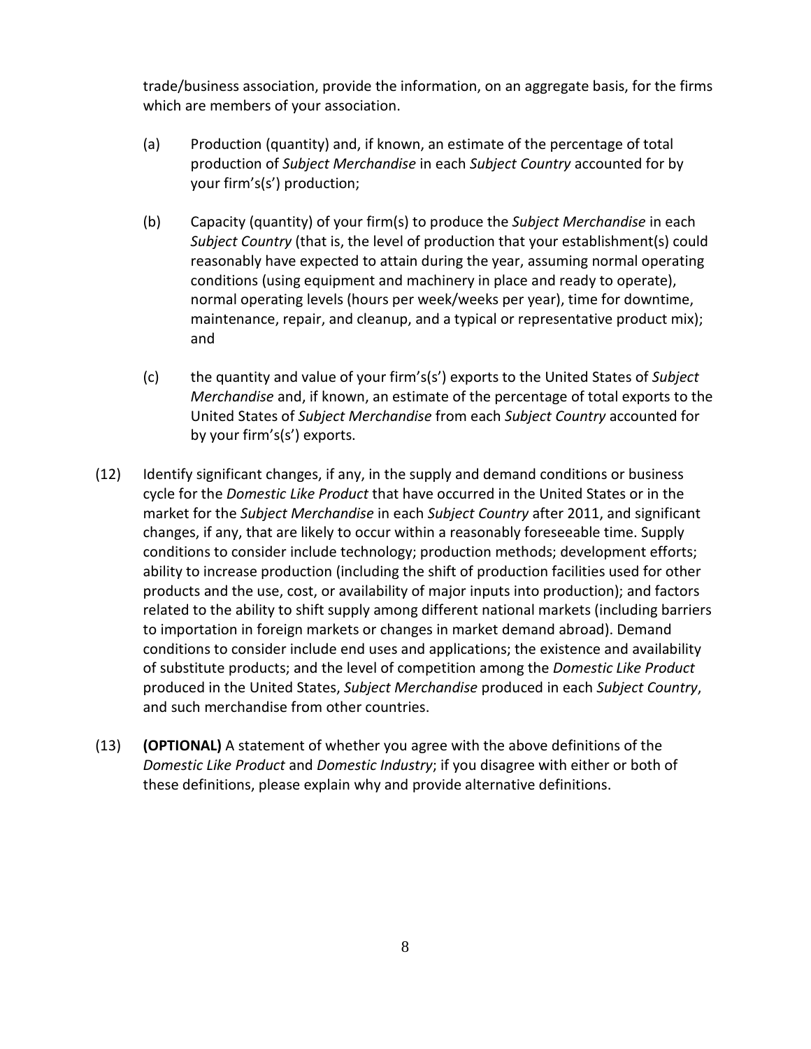trade/business association, provide the information, on an aggregate basis, for the firms which are members of your association.

(a) Production (quantity) and, if known, an estimate of the percentage of total production of *Subject Merchandise* in each *Subject Country* accounted for by your firm's(s') production;

(b) Capacity (quantity) of your firm(s) to produce the *Subject Merchandise* in each *Subject Country* (that is, the level of production that your establishment(s) could reasonably have expected to attain during the year, assuming normal operating conditions (using equipment and machinery in place and ready to operate), normal operating levels (hours per week/weeks per year), time for downtime, maintenance, repair, and cleanup, and a typical or representative product mix); and

(c) the quantity and value of your firm's(s') exports to the United States of *Subject Merchandise* and, if known, an estimate of the percentage of total exports to the United States of *Subject Merchandise* from each *Subject Country* accounted for by your firm's(s') exports.

(12) Identify significant changes, if any, in the supply and demand conditions or business cycle for the *Domestic Like Product* that have occurred in the United States or in the market for the *Subject Merchandise* in each *Subject Country* after 2011, and significant changes, if any, that are likely to occur within a reasonably foreseeable time. Supply conditions to consider include technology; production methods; development efforts; ability to increase production (including the shift of production facilities used for other products and the use, cost, or availability of major inputs into production); and factors related to the ability to shift supply among different national markets (including barriers to importation in foreign markets or changes in market demand abroad). Demand conditions to consider include end uses and applications; the existence and availability of substitute products; and the level of competition among the *Domestic Like Product* produced in the United States, *Subject Merchandise* produced in each *Subject Country*, and such merchandise from other countries.

(13) **(OPTIONAL)** A statement of whether you agree with the above definitions of the *Domestic Like Product* and *Domestic Industry*; if you disagree with either or both of these definitions, please explain why and provide alternative definitions.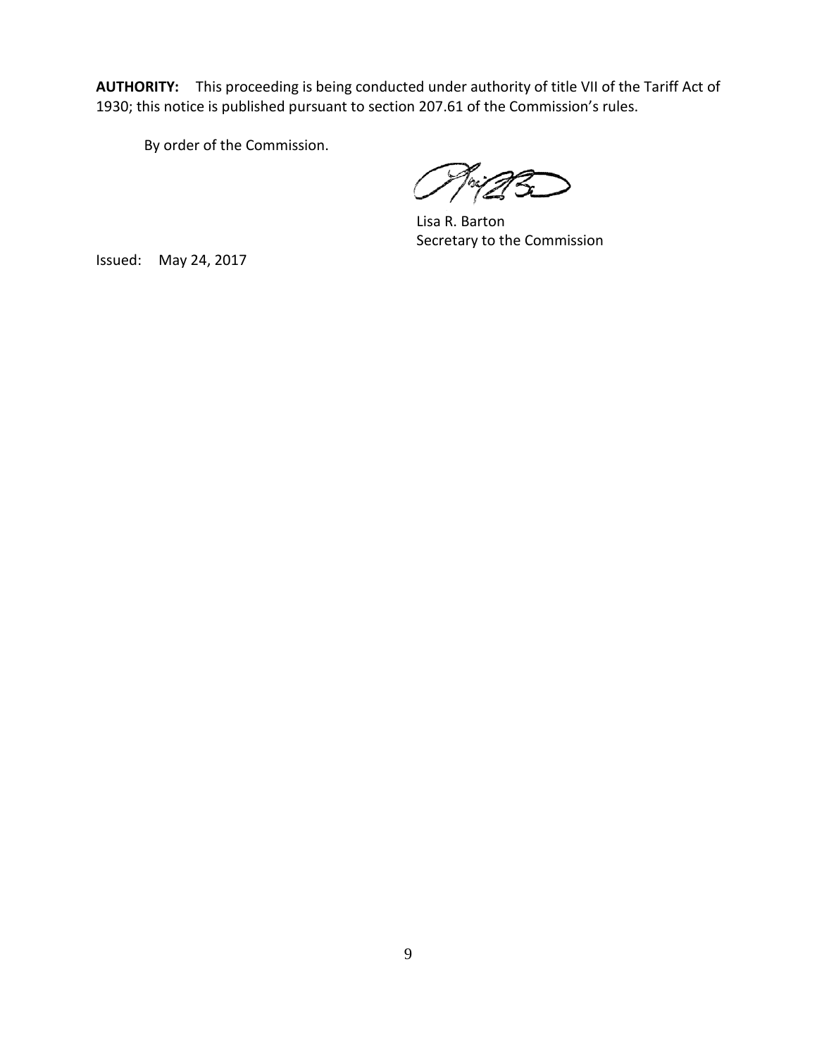**AUTHORITY:** This proceeding is being conducted under authority of title VII of the Tariff Act of 1930; this notice is published pursuant to section 207.61 of the Commission's rules.

By order of the Commission.

Lisa R. Barton
Secretary to the Commission

Issued: May 24, 2017